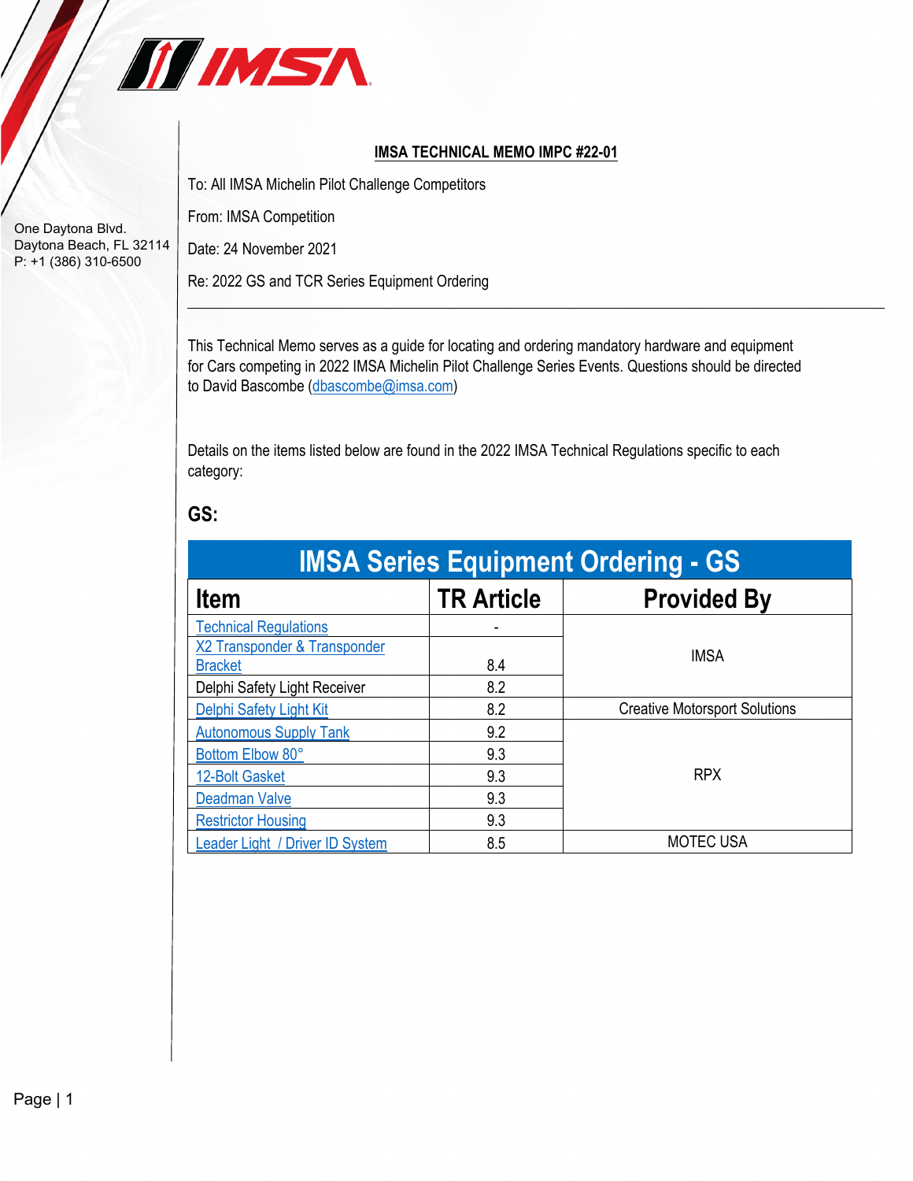One Daytona Blvd.
Daytona Beach, FL 32114
P: +1 (386) 310-6500

**IMSA TECHNICAL MEMO IMPC #22-01**

To: All IMSA Michelin Pilot Challenge Competitors

From: IMSA Competition

Date: 24 November 2021

Re: 2022 GS and TCR Series Equipment Ordering

---

This Technical Memo serves as a guide for locating and ordering mandatory hardware and equipment for Cars competing in 2022 IMSA Michelin Pilot Challenge Series Events. Questions should be directed to David Bascombe (dbascombe@imsa.com)

Details on the items listed below are found in the 2022 IMSA Technical Regulations specific to each category:

## GS:

| IMSA Series Equipment Ordering - GS | | |
|---|---|---|
| **Item** | **TR Article** | **Provided By** |
| Technical Regulations | - | IMSA |
| X2 Transponder & Transponder Bracket | 8.4 | IMSA |
| Delphi Safety Light Receiver | 8.2 | IMSA |
| Delphi Safety Light Kit | 8.2 | Creative Motorsport Solutions |
| Autonomous Supply Tank | 9.2 | RPX |
| Bottom Elbow 80° | 9.3 | RPX |
| 12-Bolt Gasket | 9.3 | RPX |
| Deadman Valve | 9.3 | RPX |
| Restrictor Housing | 9.3 | RPX |
| Leader Light / Driver ID System | 8.5 | MOTEC USA |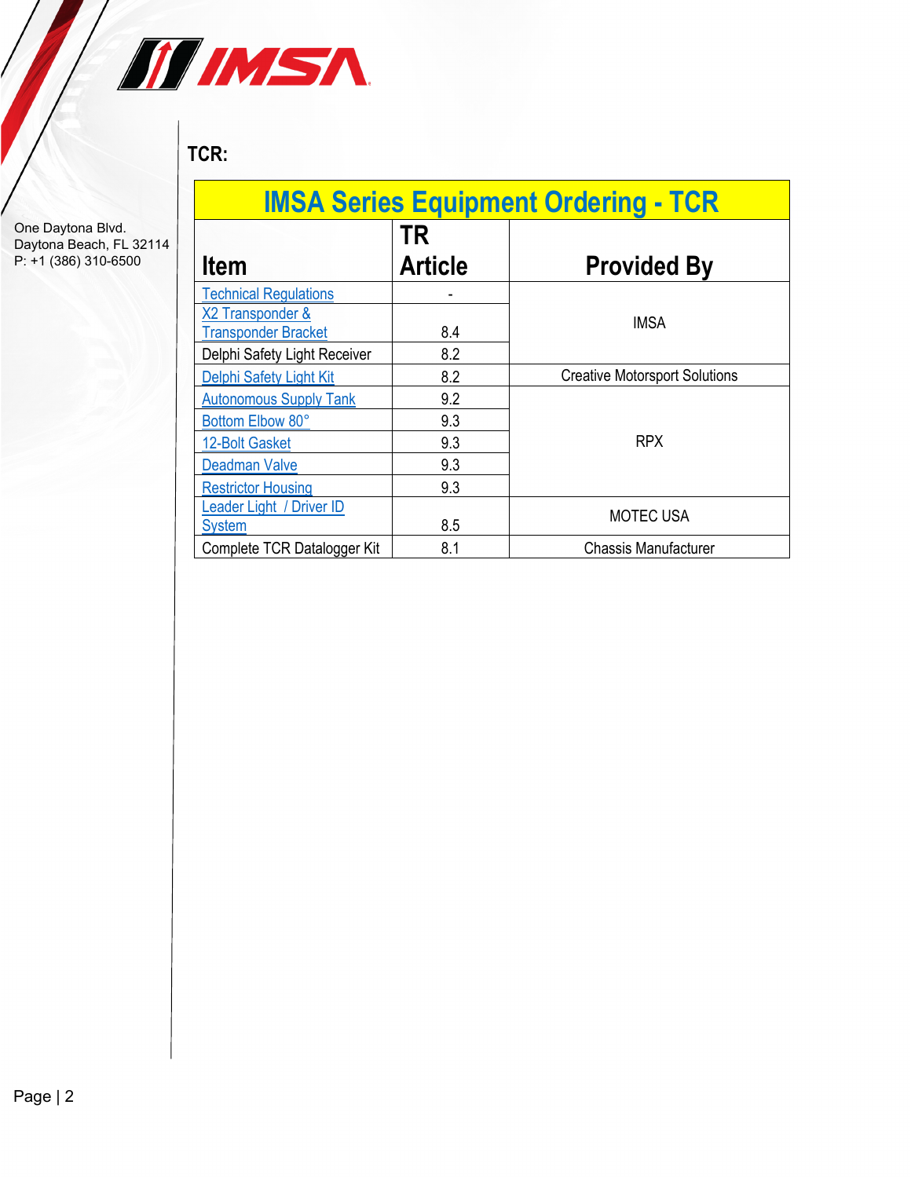One Daytona Blvd.
Daytona Beach, FL 32114
P: +1 (386) 310-6500

**TCR:**

| IMSA Series Equipment Ordering - TCR | | |
|---|---|---|
| **Item** | **TR Article** | **Provided By** |
| Technical Regulations | - | IMSA |
| X2 Transponder & Transponder Bracket | 8.4 | IMSA |
| Delphi Safety Light Receiver | 8.2 | IMSA |
| Delphi Safety Light Kit | 8.2 | Creative Motorsport Solutions |
| Autonomous Supply Tank | 9.2 | RPX |
| Bottom Elbow 80° | 9.3 | RPX |
| 12-Bolt Gasket | 9.3 | RPX |
| Deadman Valve | 9.3 | RPX |
| Restrictor Housing | 9.3 | RPX |
| Leader Light / Driver ID System | 8.5 | MOTEC USA |
| Complete TCR Datalogger Kit | 8.1 | Chassis Manufacturer |